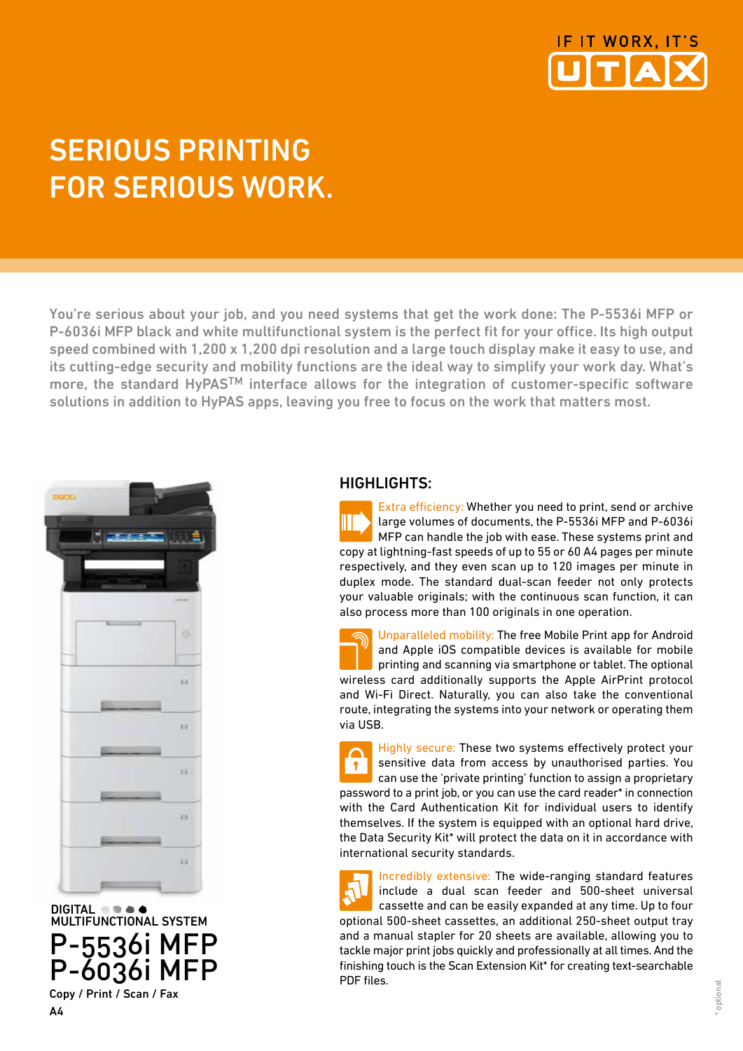IF IT WORX, IT'S UTAX

# SERIOUS PRINTING FOR SERIOUS WORK.

You're serious about your job, and you need systems that get the work done: The P-5536i MFP or P-6036i MFP black and white multifunctional system is the perfect fit for your office. Its high output speed combined with 1,200 x 1,200 dpi resolution and a large touch display make it easy to use, and its cutting-edge security and mobility functions are the ideal way to simplify your work day. What's more, the standard HyPAS™ interface allows for the integration of customer-specific software solutions in addition to HyPAS apps, leaving you free to focus on the work that matters most.

DIGITAL MULTIFUNCTIONAL SYSTEM

# P-5536i MFP P-6036i MFP

Copy / Print / Scan / Fax

A4

## HIGHLIGHTS:

Extra efficiency: Whether you need to print, send or archive large volumes of documents, the P-5536i MFP and P-6036i MFP can handle the job with ease. These systems print and copy at lightning-fast speeds of up to 55 or 60 A4 pages per minute respectively, and they even scan up to 120 images per minute in duplex mode. The standard dual-scan feeder not only protects your valuable originals; with the continuous scan function, it can also process more than 100 originals in one operation.

Unparalleled mobility: The free Mobile Print app for Android and Apple iOS compatible devices is available for mobile printing and scanning via smartphone or tablet. The optional wireless card additionally supports the Apple AirPrint protocol and Wi-Fi Direct. Naturally, you can also take the conventional route, integrating the systems into your network or operating them via USB.

Highly secure: These two systems effectively protect your sensitive data from access by unauthorised parties. You can use the 'private printing' function to assign a proprietary password to a print job, or you can use the card reader* in connection with the Card Authentication Kit for individual users to identify themselves. If the system is equipped with an optional hard drive, the Data Security Kit* will protect the data on it in accordance with international security standards.

Incredibly extensive: The wide-ranging standard features include a dual scan feeder and 500-sheet universal cassette and can be easily expanded at any time. Up to four optional 500-sheet cassettes, an additional 250-sheet output tray and a manual stapler for 20 sheets are available, allowing you to tackle major print jobs quickly and professionally at all times. And the finishing touch is the Scan Extension Kit* for creating text-searchable PDF files.

\* optional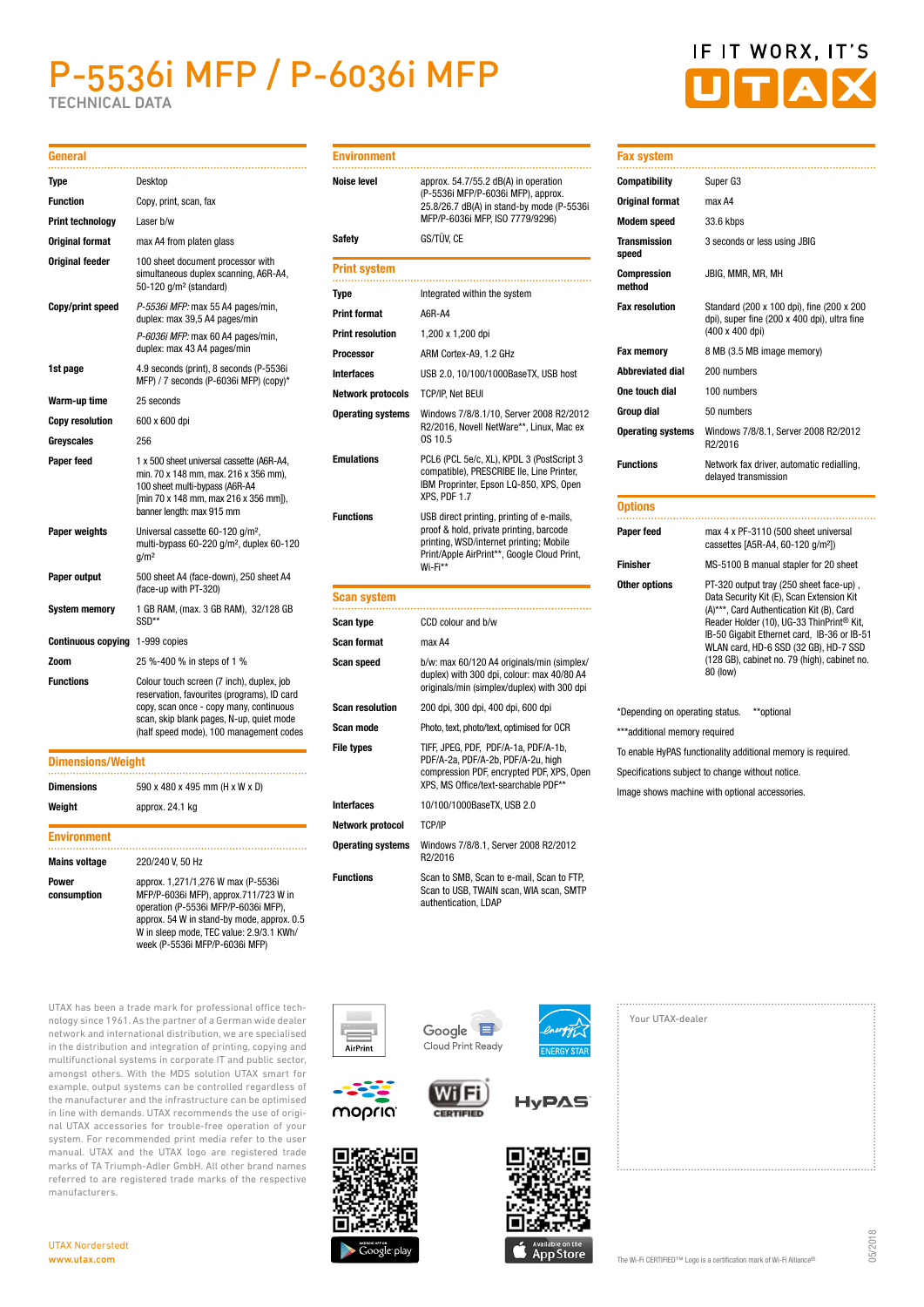# P-5536i MFP / P-6036i MFP

TECHNICAL DATA

IF IT WORX, IT'S UTAX

## General

| | |
|---|---|
| **Type** | Desktop |
| **Function** | Copy, print, scan, fax |
| **Print technology** | Laser b/w |
| **Original format** | max A4 from platen glass |
| **Original feeder** | 100 sheet document processor with simultaneous duplex scanning, A6R-A4, 50-120 g/m² (standard) |
| **Copy/print speed** | *P-5536i MFP:* max 55 A4 pages/min, duplex: max 39,5 A4 pages/min<br>*P-6036i MFP:* max 60 A4 pages/min, duplex: max 43 A4 pages/min |
| **1st page** | 4.9 seconds (print), 8 seconds (P-5536i MFP) / 7 seconds (P-6036i MFP) (copy)* |
| **Warm-up time** | 25 seconds |
| **Copy resolution** | 600 x 600 dpi |
| **Greyscales** | 256 |
| **Paper feed** | 1 x 500 sheet universal cassette (A6R-A4, min. 70 x 148 mm, max. 216 x 356 mm), 100 sheet multi-bypass (A6R-A4 [min 70 x 148 mm, max 216 x 356 mm]), banner length: max 915 mm |
| **Paper weights** | Universal cassette 60-120 g/m², multi-bypass 60-220 g/m², duplex 60-120 g/m² |
| **Paper output** | 500 sheet A4 (face-down), 250 sheet A4 (face-up with PT-320) |
| **System memory** | 1 GB RAM, (max. 3 GB RAM), 32/128 GB SSD** |
| **Continuous copying** | 1-999 copies |
| **Zoom** | 25 %-400 % in steps of 1 % |
| **Functions** | Colour touch screen (7 inch), duplex, job reservation, favourites (programs), ID card copy, scan once - copy many, continuous scan, skip blank pages, N-up, quiet mode (half speed mode), 100 management codes |

## Dimensions/Weight

| | |
|---|---|
| **Dimensions** | 590 x 480 x 495 mm (H x W x D) |
| **Weight** | approx. 24.1 kg |

## Environment

| | |
|---|---|
| **Mains voltage** | 220/240 V, 50 Hz |
| **Power consumption** | approx. 1,271/1,276 W max (P-5536i MFP/P-6036i MFP), approx.711/723 W in operation (P-5536i MFP/P-6036i MFP), approx. 54 W in stand-by mode, approx. 0.5 W in sleep mode, TEC value: 2.9/3.1 KWh/week (P-5536i MFP/P-6036i MFP) |
| **Noise level** | approx. 54.7/55.2 dB(A) in operation (P-5536i MFP/P-6036i MFP), approx. 25.8/26.7 dB(A) in stand-by mode (P-5536i MFP/P-6036i MFP, ISO 7779/9296) |
| **Safety** | GS/TÜV, CE |

## Print system

| | |
|---|---|
| **Type** | Integrated within the system |
| **Print format** | A6R-A4 |
| **Print resolution** | 1,200 x 1,200 dpi |
| **Processor** | ARM Cortex-A9, 1.2 GHz |
| **Interfaces** | USB 2.0, 10/100/1000BaseTX, USB host |
| **Network protocols** | TCP/IP, Net BEUI |
| **Operating systems** | Windows 7/8/8.1/10, Server 2008 R2/2012 R2/2016, Novell NetWare**, Linux, Mac ex OS 10.5 |
| **Emulations** | PCL6 (PCL 5e/c, XL), KPDL 3 (PostScript 3 compatible), PRESCRIBE IIe, Line Printer, IBM Proprinter, Epson LQ-850, XPS, Open XPS, PDF 1.7 |
| **Functions** | USB direct printing, printing of e-mails, proof & hold, private printing, barcode printing, WSD/internet printing; Mobile Print/Apple AirPrint**, Google Cloud Print, Wi-Fi** |

## Scan system

| | |
|---|---|
| **Scan type** | CCD colour and b/w |
| **Scan format** | max A4 |
| **Scan speed** | b/w: max 60/120 A4 originals/min (simplex/duplex) with 300 dpi, colour: max 40/80 A4 originals/min (simplex/duplex) with 300 dpi |
| **Scan resolution** | 200 dpi, 300 dpi, 400 dpi, 600 dpi |
| **Scan mode** | Photo, text, photo/text, optimised for OCR |
| **File types** | TIFF, JPEG, PDF, PDF/A-1a, PDF/A-1b, PDF/A-2a, PDF/A-2b, PDF/A-2u, high compression PDF, encrypted PDF, XPS, Open XPS, MS Office/text-searchable PDF** |
| **Interfaces** | 10/100/1000BaseTX, USB 2.0 |
| **Network protocol** | TCP/IP |
| **Operating systems** | Windows 7/8/8.1, Server 2008 R2/2012 R2/2016 |
| **Functions** | Scan to SMB, Scan to e-mail, Scan to FTP, Scan to USB, TWAIN scan, WIA scan, SMTP authentication, LDAP |

## Fax system

| | |
|---|---|
| **Compatibility** | Super G3 |
| **Original format** | max A4 |
| **Modem speed** | 33.6 kbps |
| **Transmission speed** | 3 seconds or less using JBIG |
| **Compression method** | JBIG, MMR, MR, MH |
| **Fax resolution** | Standard (200 x 100 dpi), fine (200 x 200 dpi), super fine (200 x 400 dpi), ultra fine (400 x 400 dpi) |
| **Fax memory** | 8 MB (3.5 MB image memory) |
| **Abbreviated dial** | 200 numbers |
| **One touch dial** | 100 numbers |
| **Group dial** | 50 numbers |
| **Operating systems** | Windows 7/8/8.1, Server 2008 R2/2012 R2/2016 |
| **Functions** | Network fax driver, automatic redialling, delayed transmission |

## Options

| | |
|---|---|
| **Paper feed** | max 4 x PF-3110 (500 sheet universal cassettes [A5R-A4, 60-120 g/m²]) |
| **Finisher** | MS-5100 B manual stapler for 20 sheet |
| **Other options** | PT-320 output tray (250 sheet face-up) , Data Security Kit (E), Scan Extension Kit (A)***, Card Authentication Kit (B), Card Reader Holder (10), UG-33 ThinPrint® Kit, IB-50 Gigabit Ethernet card, IB-36 or IB-51 WLAN card, HD-6 SSD (32 GB), HD-7 SSD (128 GB), cabinet no. 79 (high), cabinet no. 80 (low) |

*Depending on operating status. **optional

***additional memory required

To enable HyPAS functionality additional memory is required.

Specifications subject to change without notice.

Image shows machine with optional accessories.

UTAX has been a trade mark for professional office technology since 1961. As the partner of a German wide dealer network and international distribution, we are specialised in the distribution and integration of printing, copying and multifunctional systems in corporate IT and public sector, amongst others. With the MDS solution UTAX smart for example, output systems can be controlled regardless of the manufacturer and the infrastructure can be optimised in line with demands. UTAX recommends the use of original UTAX accessories for trouble-free operation of your system. For recommended print media refer to the user manual. UTAX and the UTAX logo are registered trade marks of TA Triumph-Adler GmbH. All other brand names referred to are registered trade marks of the respective manufacturers.

UTAX Norderstedt
www.utax.com

AirPrint · Google Cloud Print Ready · ENERGY STAR · mopria · Wi-Fi CERTIFIED · HyPAS

Google play · App Store

Your UTAX-dealer

The Wi-Fi CERTIFIED™ Logo is a certification mark of Wi-Fi Alliance®.

05/2018